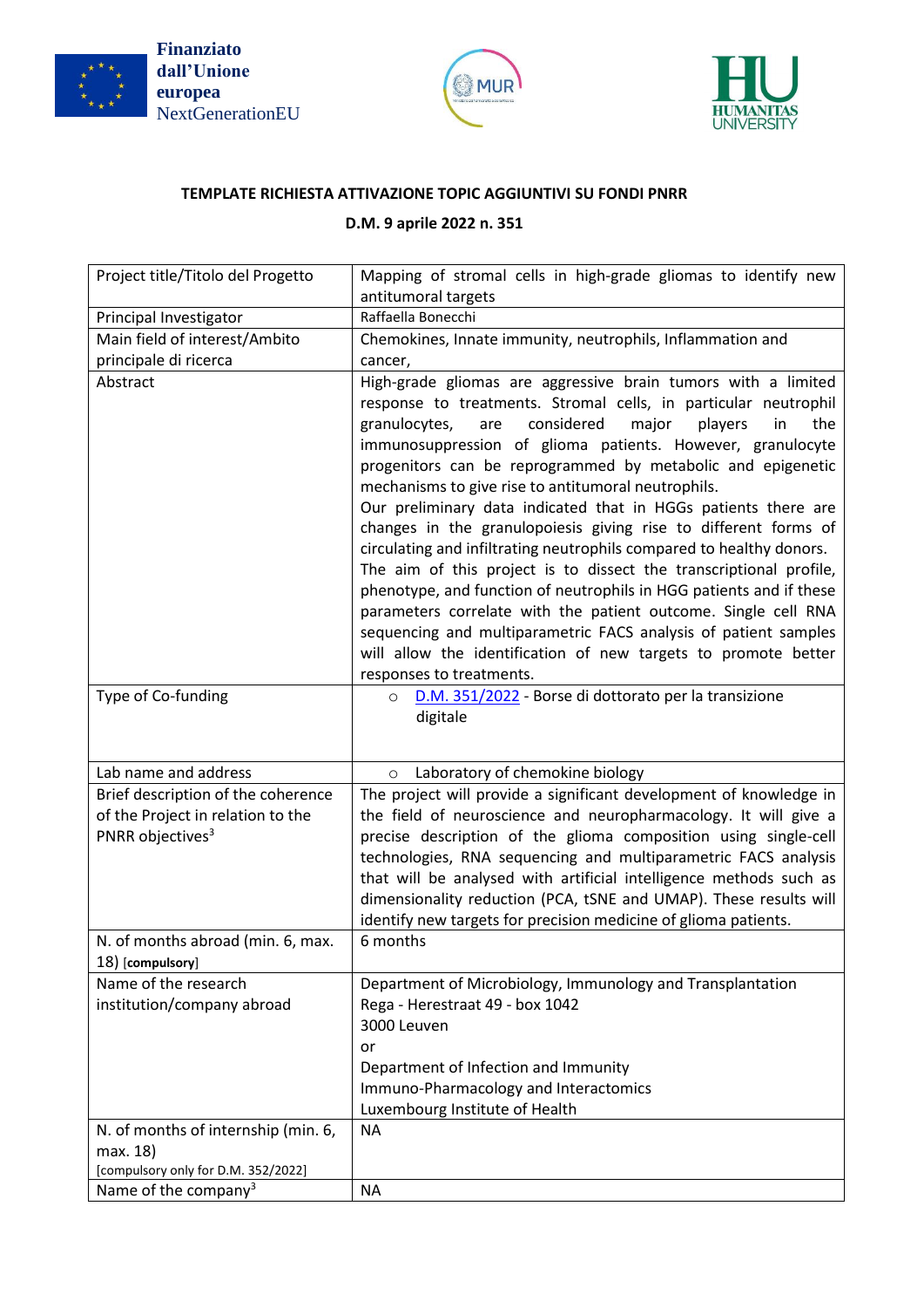Finanziato dall'Unione europea NextGenerationEU

**TEMPLATE RICHIESTA ATTIVAZIONE TOPIC AGGIUNTIVI SU FONDI PNRR**

**D.M. 9 aprile 2022 n. 351**

| | |
|---|---|
| Project title/Titolo del Progetto | Mapping of stromal cells in high-grade gliomas to identify new antitumoral targets |
| Principal Investigator | Raffaella Bonecchi |
| Main field of interest/Ambito principale di ricerca | Chemokines, Innate immunity, neutrophils, Inflammation and cancer, |
| Abstract | High-grade gliomas are aggressive brain tumors with a limited response to treatments. Stromal cells, in particular neutrophil granulocytes, are considered major players in the immunosuppression of glioma patients. However, granulocyte progenitors can be reprogrammed by metabolic and epigenetic mechanisms to give rise to antitumoral neutrophils.<br>Our preliminary data indicated that in HGGs patients there are changes in the granulopoiesis giving rise to different forms of circulating and infiltrating neutrophils compared to healthy donors. The aim of this project is to dissect the transcriptional profile, phenotype, and function of neutrophils in HGG patients and if these parameters correlate with the patient outcome. Single cell RNA sequencing and multiparametric FACS analysis of patient samples will allow the identification of new targets to promote better responses to treatments. |
| Type of Co-funding | ○ D.M. 351/2022 - Borse di dottorato per la transizione digitale |
| Lab name and address | ○ Laboratory of chemokine biology |
| Brief description of the coherence of the Project in relation to the PNRR objectives[3] | The project will provide a significant development of knowledge in the field of neuroscience and neuropharmacology. It will give a precise description of the glioma composition using single-cell technologies, RNA sequencing and multiparametric FACS analysis that will be analysed with artificial intelligence methods such as dimensionality reduction (PCA, tSNE and UMAP). These results will identify new targets for precision medicine of glioma patients. |
| N. of months abroad (min. 6, max. 18) [compulsory] | 6 months |
| Name of the research institution/company abroad | Department of Microbiology, Immunology and Transplantation<br>Rega - Herestraat 49 - box 1042<br>3000 Leuven<br>or<br>Department of Infection and Immunity<br>Immuno-Pharmacology and Interactomics<br>Luxembourg Institute of Health |
| N. of months of internship (min. 6, max. 18)<br>[compulsory only for D.M. 352/2022] | NA |
| Name of the company[3] | NA |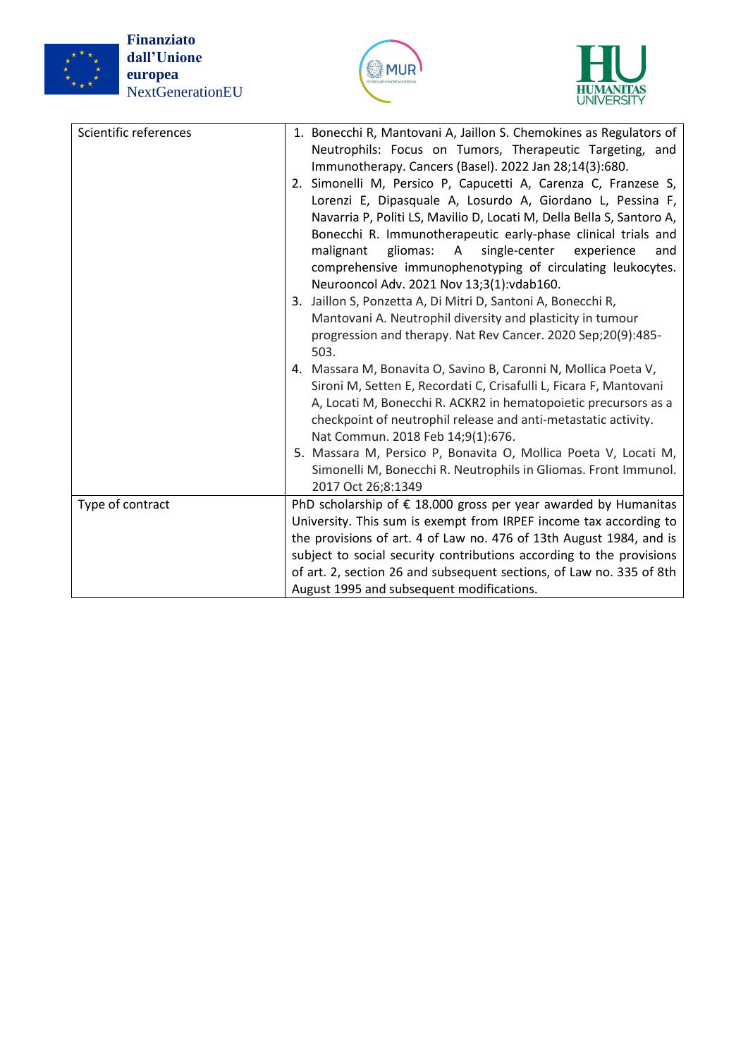| | |
|---|---|
| Scientific references | 1. Bonecchi R, Mantovani A, Jaillon S. Chemokines as Regulators of Neutrophils: Focus on Tumors, Therapeutic Targeting, and Immunotherapy. Cancers (Basel). 2022 Jan 28;14(3):680.<br>2. Simonelli M, Persico P, Capucetti A, Carenza C, Franzese S, Lorenzi E, Dipasquale A, Losurdo A, Giordano L, Pessina F, Navarria P, Politi LS, Mavilio D, Locati M, Della Bella S, Santoro A, Bonecchi R. Immunotherapeutic early-phase clinical trials and malignant gliomas: A single-center experience and comprehensive immunophenotyping of circulating leukocytes. Neurooncol Adv. 2021 Nov 13;3(1):vdab160.<br>3. Jaillon S, Ponzetta A, Di Mitri D, Santoni A, Bonecchi R, Mantovani A. Neutrophil diversity and plasticity in tumour progression and therapy. Nat Rev Cancer. 2020 Sep;20(9):485-503.<br>4. Massara M, Bonavita O, Savino B, Caronni N, Mollica Poeta V, Sironi M, Setten E, Recordati C, Crisafulli L, Ficara F, Mantovani A, Locati M, Bonecchi R. ACKR2 in hematopoietic precursors as a checkpoint of neutrophil release and anti-metastatic activity. Nat Commun. 2018 Feb 14;9(1):676.<br>5. Massara M, Persico P, Bonavita O, Mollica Poeta V, Locati M, Simonelli M, Bonecchi R. Neutrophils in Gliomas. Front Immunol. 2017 Oct 26;8:1349 |
| Type of contract | PhD scholarship of € 18.000 gross per year awarded by Humanitas University. This sum is exempt from IRPEF income tax according to the provisions of art. 4 of Law no. 476 of 13th August 1984, and is subject to social security contributions according to the provisions of art. 2, section 26 and subsequent sections, of Law no. 335 of 8th August 1995 and subsequent modifications. |